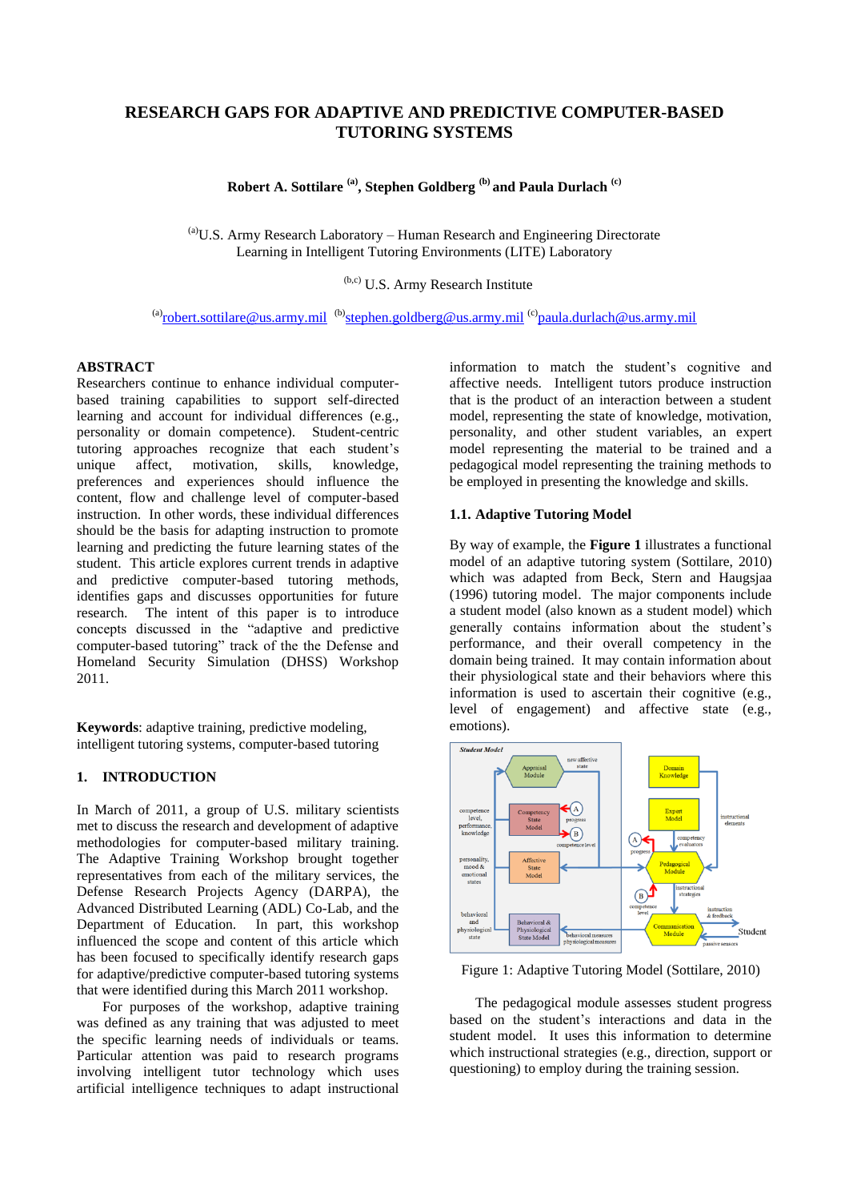# RESEARCH GAPS FOR ADAPTIVE AND PREDICTIVE COMPUTER-BASED TUTORING SYSTEMS

**Robert A. Sottilare [(a)], Stephen Goldberg [(b)] and Paula Durlach [(c)]**

[(a)]U.S. Army Research Laboratory – Human Research and Engineering Directorate
Learning in Intelligent Tutoring Environments (LITE) Laboratory

[(b,c)] U.S. Army Research Institute

[(a)]robert.sottilare@us.army.mil [(b)]stephen.goldberg@us.army.mil [(c)]paula.durlach@us.army.mil

## ABSTRACT

Researchers continue to enhance individual computer-based training capabilities to support self-directed learning and account for individual differences (e.g., personality or domain competence). Student-centric tutoring approaches recognize that each student's unique affect, motivation, skills, knowledge, preferences and experiences should influence the content, flow and challenge level of computer-based instruction. In other words, these individual differences should be the basis for adapting instruction to promote learning and predicting the future learning states of the student. This article explores current trends in adaptive and predictive computer-based tutoring methods, identifies gaps and discusses opportunities for future research. The intent of this paper is to introduce concepts discussed in the "adaptive and predictive computer-based tutoring" track of the the Defense and Homeland Security Simulation (DHSS) Workshop 2011.

**Keywords**: adaptive training, predictive modeling, intelligent tutoring systems, computer-based tutoring

## 1. INTRODUCTION

In March of 2011, a group of U.S. military scientists met to discuss the research and development of adaptive methodologies for computer-based military training. The Adaptive Training Workshop brought together representatives from the military services, the Defense Research Projects Agency (DARPA), the Advanced Distributed Learning (ADL) Co-Lab, and the Department of Education. In part, this workshop influenced the scope and content of this article which has been focused to specifically identify research gaps for adaptive/predictive computer-based tutoring systems that were identified during this March 2011 workshop.

For purposes of the workshop, adaptive training was defined as any training that was adjusted to meet the specific learning needs of individuals or teams. Particular attention was paid to research programs involving intelligent tutor technology which uses artificial intelligence techniques to adapt instructional information to match the student's cognitive and affective needs. Intelligent tutors produce instruction that is the product of an interaction between a student model, representing the state of knowledge, motivation, personality, and other student variables, an expert model representing the material to be trained and a pedagogical model representing the training methods to be employed in presenting the knowledge and skills.

### 1.1. Adaptive Tutoring Model

By way of example, the **Figure 1** illustrates a functional model of an adaptive tutoring system (Sottilare, 2010) which was adapted from Beck, Stern and Haugsjaa (1996) tutoring model. The major components include a student model (also known as a student model) which generally contains information about the student's performance, and their overall competency in the domain being trained. It may contain information about their physiological state and their behaviors where this information is used to ascertain their cognitive (e.g., level of engagement) and affective state (e.g., emotions).

Figure 1: Adaptive Tutoring Model (Sottilare, 2010)

The pedagogical module assesses student progress based on the student's interactions and data in the student model. It uses this information to determine which instructional strategies (e.g., direction, support or questioning) to employ during the training session.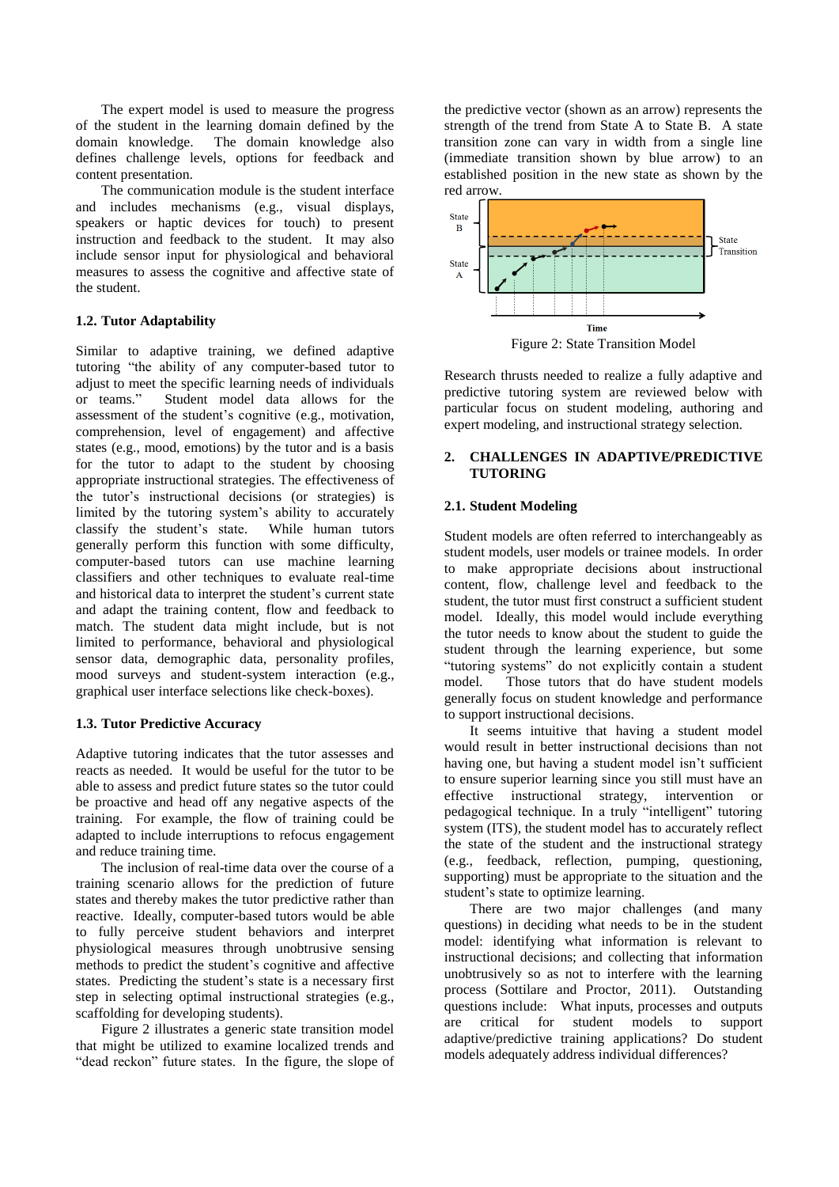The expert model is used to measure the progress of the student in the learning domain defined by the domain knowledge. The domain knowledge also defines challenge levels, options for feedback and content presentation.

The communication module is the student interface and includes mechanisms (e.g., visual displays, speakers or haptic devices for touch) to present instruction and feedback to the student. It may also include sensor input for physiological and behavioral measures to assess the cognitive and affective state of the student.

### 1.2. Tutor Adaptability

Similar to adaptive training, we defined adaptive tutoring "the ability of any computer-based tutor to adjust to meet the specific learning needs of individuals or teams." Student model data allows for the assessment of the student's cognitive (e.g., motivation, comprehension, level of engagement) and affective states (e.g., mood, emotions) by the tutor and is a basis for the tutor to adapt to the student by choosing appropriate instructional strategies. The effectiveness of the tutor's instructional decisions (or strategies) is limited by the tutoring system's ability to accurately classify the student's state. While human tutors generally perform this function with some difficulty, computer-based tutors can use machine learning classifiers and other techniques to evaluate real-time and historical data to interpret the student's current state and adapt the training content, flow and feedback to match. The student data might include, but is not limited to performance, behavioral and physiological sensor data, demographic data, personality profiles, mood surveys and student-system interaction (e.g., graphical user interface selections like check-boxes).

### 1.3. Tutor Predictive Accuracy

Adaptive tutoring indicates that the tutor assesses and reacts as needed. It would be useful for the tutor to be able to assess and predict future states so the tutor could be proactive and head off any negative aspects of the training. For example, the flow of training could be adapted to include interruptions to refocus engagement and reduce training time.

The inclusion of real-time data over the course of a training scenario allows for the prediction of future states and thereby makes the tutor predictive rather than reactive. Ideally, computer-based tutors would be able to fully perceive student behaviors and interpret physiological measures through unobtrusive sensing methods to predict the student's cognitive and affective states. Predicting the student's state is a necessary first step in selecting optimal instructional strategies (e.g., scaffolding for developing students).

Figure 2 illustrates a generic state transition model that might be utilized to examine localized trends and "dead reckon" future states. In the figure, the slope of the predictive vector (shown as an arrow) represents the strength of the trend from State A to State B. A state transition zone can vary in width from a single line (immediate transition shown by blue arrow) to an established position in the new state as shown by the red arrow.

Figure 2: State Transition Model

Research thrusts needed to realize a fully adaptive and predictive tutoring system are reviewed below with particular focus on student modeling, authoring and expert modeling, and instructional strategy selection.

## 2. CHALLENGES IN ADAPTIVE/PREDICTIVE TUTORING

### 2.1. Student Modeling

Student models are often referred to interchangeably as student models, user models or trainee models. In order to make appropriate decisions about instructional content, flow, challenge level and feedback to the student, the tutor must first construct a sufficient student model. Ideally, this model would include everything the tutor needs to know about the student to guide the student through the learning experience, but some "tutoring systems" do not explicitly contain a student model. Those tutors that do have student models generally focus on student knowledge and performance to support instructional decisions.

It seems intuitive that having a student model would result in better instructional decisions than not having one, but having a student model isn't sufficient to ensure superior learning since you still must have an effective instructional strategy, intervention or pedagogical technique. In a truly "intelligent" tutoring system (ITS), the student model has to accurately reflect the state of the student and the instructional strategy (e.g., feedback, reflection, pumping, questioning, supporting) must be appropriate to the situation and the student's state to optimize learning.

There are two major challenges (and many questions) in deciding what needs to be in the student model: identifying what information is relevant to instructional decisions; and collecting that information unobtrusively so as not to interfere with the learning process (Sottilare and Proctor, 2011). Outstanding questions include: What inputs, processes and outputs are critical for student models to support adaptive/predictive training applications? Do student models adequately address individual differences?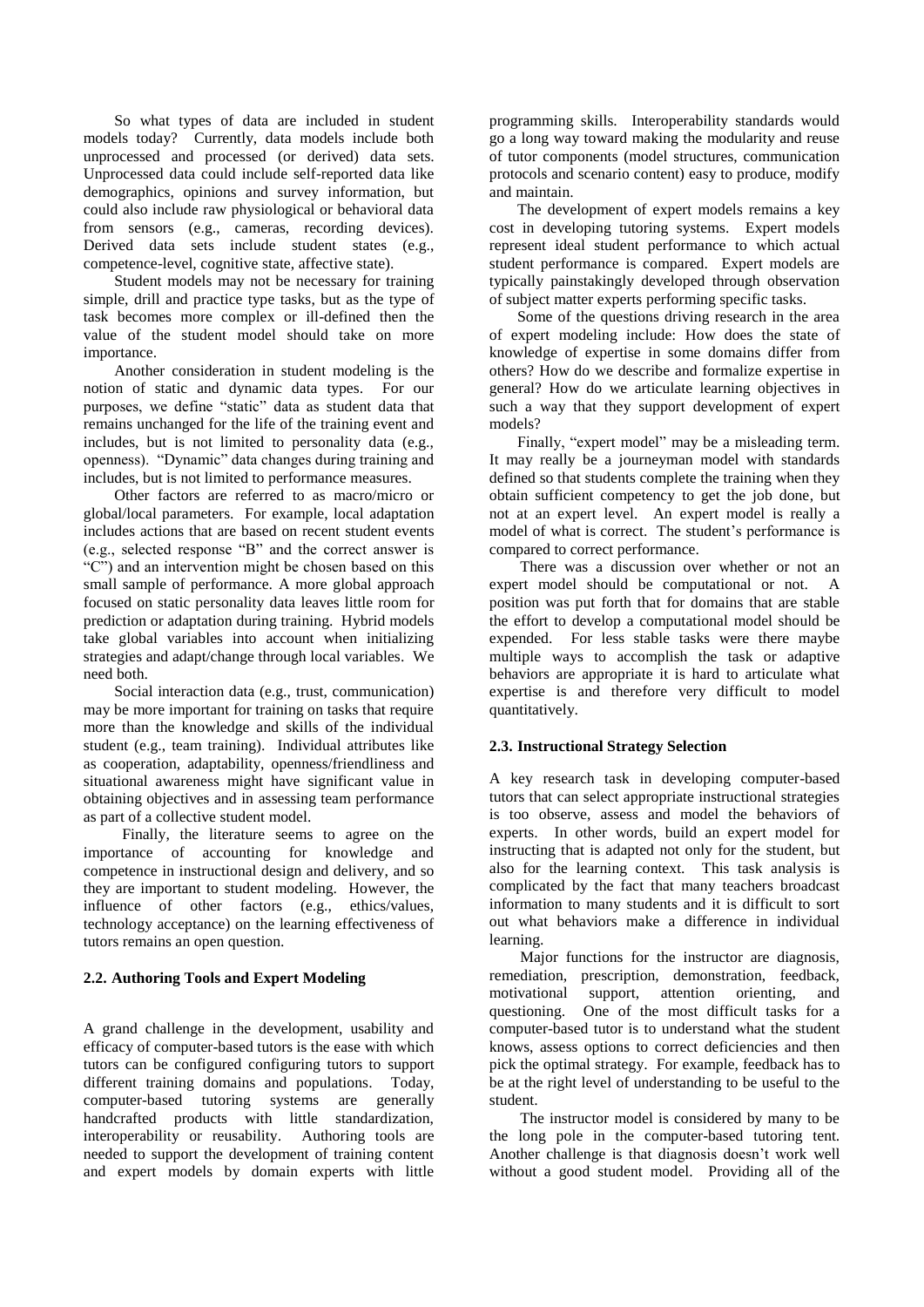So what types of data are included in student models today? Currently, data models include both unprocessed and processed (or derived) data sets. Unprocessed data could include self-reported data like demographics, opinions and survey information, but could also include raw physiological or behavioral data from sensors (e.g., cameras, recording devices). Derived data sets include student states (e.g., competence-level, cognitive state, affective state).

Student models may not be necessary for training simple, drill and practice type tasks, but as the type of task becomes more complex or ill-defined then the value of the student model should take on more importance.

Another consideration in student modeling is the notion of static and dynamic data types. For our purposes, we define "static" data as student data that remains unchanged for the life of the training event and includes, but is not limited to personality data (e.g., openness). "Dynamic" data changes during training and includes, but is not limited to performance measures.

Other factors are referred to as macro/micro or global/local parameters. For example, local adaptation includes actions that are based on recent student events (e.g., selected response "B" and the correct answer is "C") and an intervention might be chosen based on this small sample of performance. A more global approach focused on static personality data leaves little room for prediction or adaptation during training. Hybrid models take global variables into account when initializing strategies and adapt/change through local variables. We need both.

Social interaction data (e.g., trust, communication) may be more important for training on tasks that require more than the knowledge and skills of the individual student (e.g., team training). Individual attributes like as cooperation, adaptability, openness/friendliness and situational awareness might have significant value in obtaining objectives and in assessing team performance as part of a collective student model.

Finally, the literature seems to agree on the importance of accounting for knowledge and competence in instructional design and delivery, and so they are important to student modeling. However, the influence of other factors (e.g., ethics/values, technology acceptance) on the learning effectiveness of tutors remains an open question.

### 2.2. Authoring Tools and Expert Modeling

A grand challenge in the development, usability and efficacy of computer-based tutors is the ease with which tutors can be configured configuring tutors to support different training domains and populations. Today, computer-based tutoring systems are generally handcrafted products with little standardization, interoperability or reusability. Authoring tools are needed to support the development of training content and expert models by domain experts with little programming skills. Interoperability standards would go a long way toward making the modularity and reuse of tutor components (model structures, communication protocols and scenario content) easy to produce, modify and maintain.

The development of expert models remains a key cost in developing tutoring systems. Expert models represent ideal student performance to which actual student performance is compared. Expert models are typically painstakingly developed through observation of subject matter experts performing specific tasks.

Some of the questions driving research in the area of expert modeling include: How does the state of knowledge of expertise in some domains differ from others? How do we describe and formalize expertise in general? How do we articulate learning objectives in such a way that they support development of expert models?

Finally, "expert model" may be a misleading term. It may really be a journeyman model with standards defined so that students complete the training when they obtain sufficient competency to get the job done, but not at an expert level. An expert model is really a model of what is correct. The student's performance is compared to correct performance.

There was a discussion over whether or not an expert model should be computational or not. A position was put forth that for domains that are stable the effort to develop a computational model should be expended. For less stable tasks were there maybe multiple ways to accomplish the task or adaptive behaviors are appropriate it is hard to articulate what expertise is and therefore very difficult to model quantitatively.

### 2.3. Instructional Strategy Selection

A key research task in developing computer-based tutors that can select appropriate instructional strategies is too observe, assess and model the behaviors of experts. In other words, build an expert model for instructing that is adapted not only for the student, but also for the learning context. This task analysis is complicated by the fact that many teachers broadcast information to many students and it is difficult to sort out what behaviors make a difference in individual learning.

Major functions for the instructor are diagnosis, remediation, prescription, demonstration, feedback, motivational support, attention orienting, and questioning. One of the most difficult tasks for a computer-based tutor is to understand what the student knows, assess options to correct deficiencies and then pick the optimal strategy. For example, feedback has to be at the right level of understanding to be useful to the student.

The instructor model is considered by many to be the long pole in the computer-based tutoring tent. Another challenge is that diagnosis doesn't work well without a good student model. Providing all of the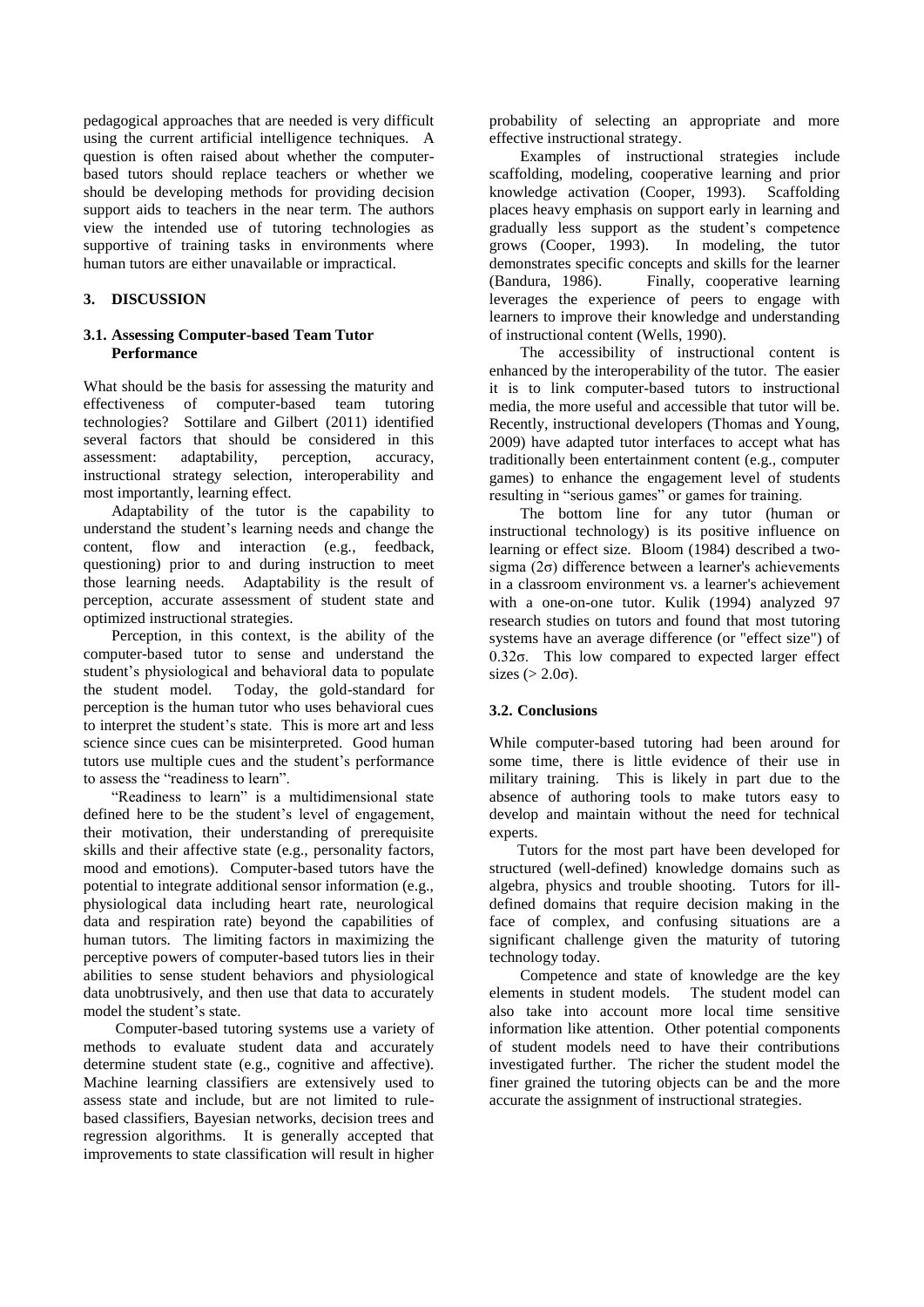pedagogical approaches that are needed is very difficult using the current artificial intelligence techniques. A question is often raised about whether the computer-based tutors should replace teachers or whether we should be developing methods for providing decision support aids to teachers in the near term. The authors view the intended use of tutoring technologies as supportive of training tasks in environments where human tutors are either unavailable or impractical.

## 3. DISCUSSION

### 3.1. Assessing Computer-based Team Tutor Performance

What should be the basis for assessing the maturity and effectiveness of computer-based team tutoring technologies? Sottilare and Gilbert (2011) identified several factors that should be considered in this assessment: adaptability, perception, accuracy, instructional strategy selection, interoperability and most importantly, learning effect.

Adaptability of the tutor is the capability to understand the student's learning needs and change the content, flow and interaction (e.g., feedback, questioning) prior to and during instruction to meet those learning needs. Adaptability is the result of perception, accurate assessment of student state and optimized instructional strategies.

Perception, in this context, is the ability of the computer-based tutor to sense and understand the student's physiological and behavioral data to populate the student model. Today, the gold-standard for perception is the human tutor who uses behavioral cues to interpret the student's state. This is more art and less science since cues can be misinterpreted. Good human tutors use multiple cues and the student's performance to assess the "readiness to learn".

"Readiness to learn" is a multidimensional state defined here to be the student's level of engagement, their motivation, their understanding of prerequisite skills and their affective state (e.g., personality factors, mood and emotions). Computer-based tutors have the potential to integrate additional sensor information (e.g., physiological data including heart rate, neurological data and respiration rate) beyond the capabilities of human tutors. The limiting factors in maximizing the perceptive powers of computer-based tutors lies in their abilities to sense student behaviors and physiological data unobtrusively, and then use that data to accurately model the student's state.

Computer-based tutoring systems use a variety of methods to evaluate student data and accurately determine student state (e.g., cognitive and affective). Machine learning classifiers are extensively used to assess state and include, but are not limited to rule-based classifiers, Bayesian networks, decision trees and regression algorithms. It is generally accepted that improvements to state classification will result in higher probability of selecting an appropriate and more effective instructional strategy.

Examples of instructional strategies include scaffolding, modeling, cooperative learning and prior knowledge activation (Cooper, 1993). Scaffolding places heavy emphasis on support early in learning and gradually less support as the student's competence grows (Cooper, 1993). In modeling, the tutor demonstrates specific concepts and skills for the learner (Bandura, 1986). Finally, cooperative learning leverages the experience of peers to engage with learners to improve their knowledge and understanding of instructional content (Wells, 1990).

The accessibility of instructional content is enhanced by the interoperability of the tutor. The easier it is to link computer-based tutors to instructional media, the more useful and accessible that tutor will be. Recently, instructional developers (Thomas and Young, 2009) have adapted tutor interfaces to accept what has traditionally been entertainment content (e.g., computer games) to enhance the engagement level of students resulting in "serious games" or games for training.

The bottom line for any tutor (human or instructional technology) is its positive influence on learning or effect size. Bloom (1984) described a two-sigma ($2\sigma$) difference between a learner's achievements in a classroom environment vs. a learner's achievement with a one-on-one tutor. Kulik (1994) analyzed 97 research studies on tutors and found that most tutoring systems have an average difference (or "effect size") of $0.32\sigma$. This low compared to expected larger effect sizes ($> 2.0\sigma$).

### 3.2. Conclusions

While computer-based tutoring had been around for some time, there is little evidence of their use in military training. This is likely in part due to the absence of authoring tools to make tutors easy to develop and maintain without the need for technical experts.

Tutors for the most part have been developed for structured (well-defined) knowledge domains such as algebra, physics and trouble shooting. Tutors for ill-defined domains that require decision making in the face of complex, and confusing situations are a significant challenge given the maturity of tutoring technology today.

Competence and state of knowledge are the key elements in student models. The student model can also take into account more local time sensitive information like attention. Other potential components of student models need to have their contributions investigated further. The richer the student model the finer grained the tutoring objects can be and the more accurate the assignment of instructional strategies.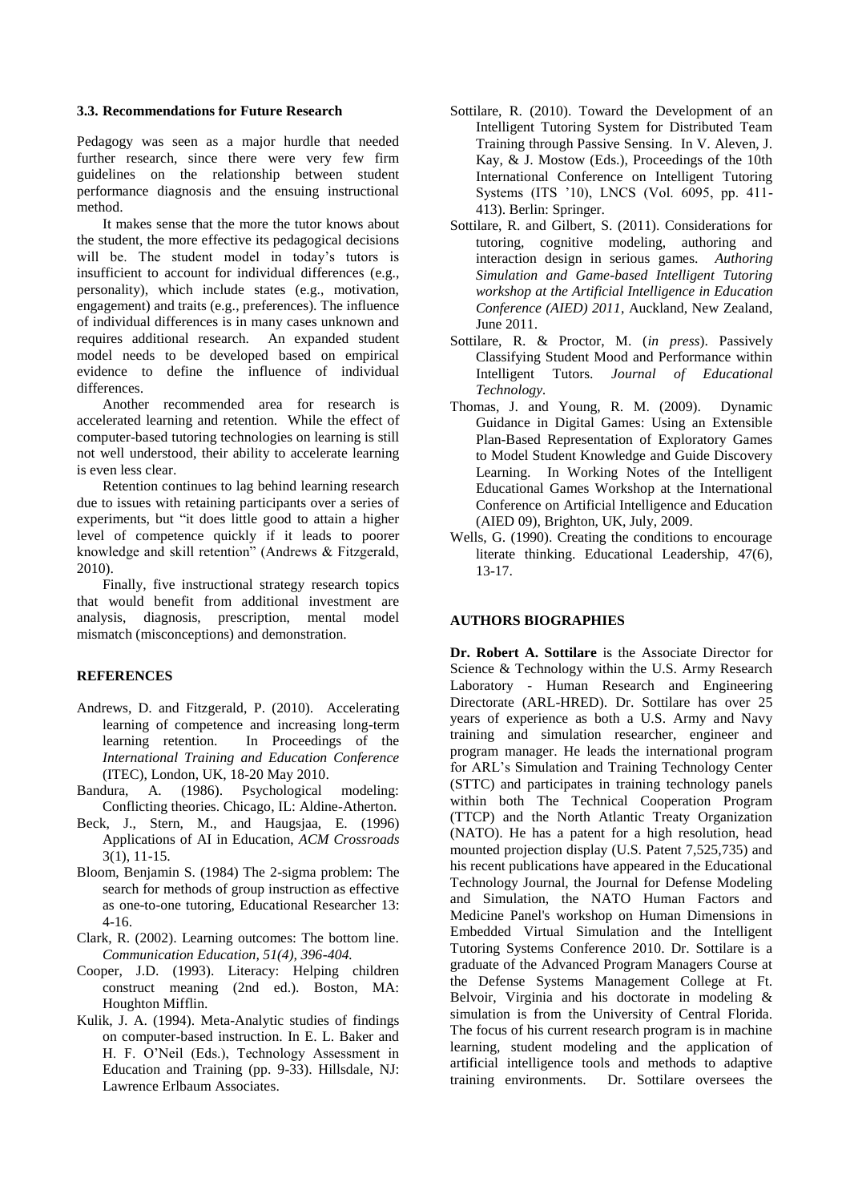### 3.3. Recommendations for Future Research

Pedagogy was seen as a major hurdle that needed further research, since there were very few firm guidelines on the relationship between student performance diagnosis and the ensuing instructional method.

It makes sense that the more the tutor knows about the student, the more effective its pedagogical decisions will be. The student model in today's tutors is insufficient to account for individual differences (e.g., personality), which include states (e.g., motivation, engagement) and traits (e.g., preferences). The influence of individual differences is in many cases unknown and requires additional research. An expanded student model needs to be developed based on empirical evidence to define the influence of individual differences.

Another recommended area for research is accelerated learning and retention. While the effect of computer-based tutoring technologies on learning is still not well understood, their ability to accelerate learning is even less clear.

Retention continues to lag behind learning research due to issues with retaining participants over a series of experiments, but "it does little good to attain a higher level of competence quickly if it leads to poorer knowledge and skill retention" (Andrews & Fitzgerald, 2010).

Finally, five instructional strategy research topics that would benefit from additional investment are analysis, diagnosis, prescription, mental model mismatch (misconceptions) and demonstration.

## REFERENCES

- Andrews, D. and Fitzgerald, P. (2010). Accelerating learning of competence and increasing long-term learning retention. In Proceedings of the *International Training and Education Conference* (ITEC), London, UK, 18-20 May 2010.
- Bandura, A. (1986). Psychological modeling: Conflicting theories. Chicago, IL: Aldine-Atherton.
- Beck, J., Stern, M., and Haugsjaa, E. (1996) Applications of AI in Education, *ACM Crossroads* 3(1), 11-15.
- Bloom, Benjamin S. (1984) The 2-sigma problem: The search for methods of group instruction as effective as one-to-one tutoring, Educational Researcher 13: 4-16.
- Clark, R. (2002). Learning outcomes: The bottom line. *Communication Education, 51(4), 396-404.*
- Cooper, J.D. (1993). Literacy: Helping children construct meaning (2nd ed.). Boston, MA: Houghton Mifflin.
- Kulik, J. A. (1994). Meta-Analytic studies of findings on computer-based instruction. In E. L. Baker and H. F. O'Neil (Eds.), Technology Assessment in Education and Training (pp. 9-33). Hillsdale, NJ: Lawrence Erlbaum Associates.
- Sottilare, R. (2010). Toward the Development of an Intelligent Tutoring System for Distributed Team Training through Passive Sensing. In V. Aleven, J. Kay, & J. Mostow (Eds.), Proceedings of the 10th International Conference on Intelligent Tutoring Systems (ITS '10), LNCS (Vol. 6095, pp. 411-413). Berlin: Springer.
- Sottilare, R. and Gilbert, S. (2011). Considerations for tutoring, cognitive modeling, authoring and interaction design in serious games. *Authoring Simulation and Game-based Intelligent Tutoring workshop at the Artificial Intelligence in Education Conference (AIED) 2011*, Auckland, New Zealand, June 2011.
- Sottilare, R. & Proctor, M. (*in press*). Passively Classifying Student Mood and Performance within Intelligent Tutors. *Journal of Educational Technology*.
- Thomas, J. and Young, R. M. (2009). Dynamic Guidance in Digital Games: Using an Extensible Plan-Based Representation of Exploratory Games to Model Student Knowledge and Guide Discovery Learning. In Working Notes of the Intelligent Educational Games Workshop at the International Conference on Artificial Intelligence and Education (AIED 09), Brighton, UK, July, 2009.
- Wells, G. (1990). Creating the conditions to encourage literate thinking. Educational Leadership, 47(6), 13-17.

## AUTHORS BIOGRAPHIES

**Dr. Robert A. Sottilare** is the Associate Director for Science & Technology within the U.S. Army Research Laboratory - Human Research and Engineering Directorate (ARL-HRED). Dr. Sottilare has over 25 years of experience as both a U.S. Army and Navy training and simulation researcher, engineer and program manager. He leads the international program for ARL's Simulation and Training Technology Center (STTC) and participates in training technology panels within both The Technical Cooperation Program (TTCP) and the North Atlantic Treaty Organization (NATO). He has a patent for a high resolution, head mounted projection display (U.S. Patent 7,525,735) and his recent publications have appeared in the Educational Technology Journal, the Journal for Defense Modeling and Simulation, the NATO Human Factors and Medicine Panel's workshop on Human Dimensions in Embedded Virtual Simulation and the Intelligent Tutoring Systems Conference 2010. Dr. Sottilare is a graduate of the Advanced Program Managers Course at the Defense Systems Management College at Ft. Belvoir, Virginia and his doctorate in modeling & simulation is from the University of Central Florida. The focus of his current research program is in machine learning, student modeling and the application of artificial intelligence tools and methods to adaptive training environments. Dr. Sottilare oversees the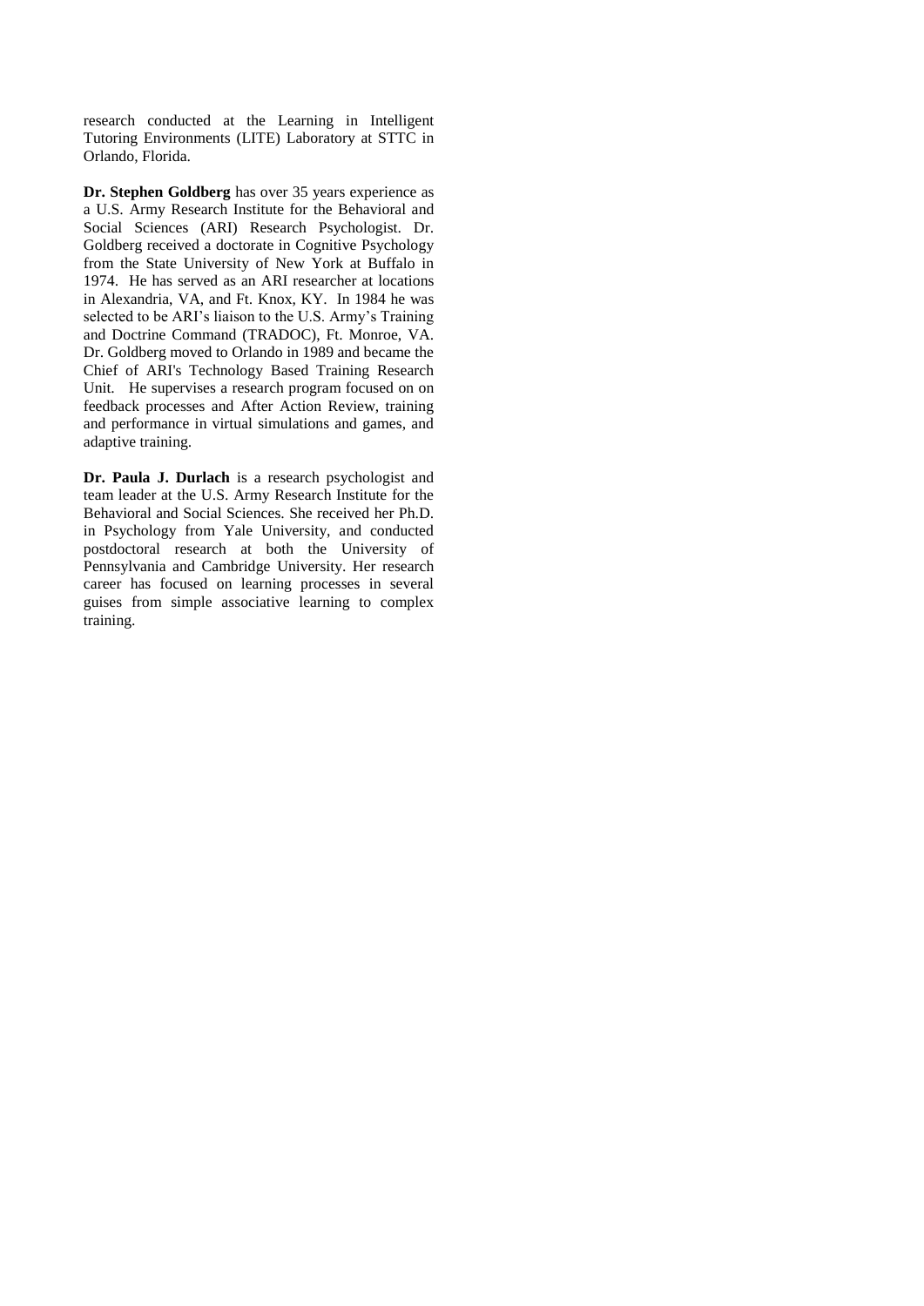research conducted at the Learning in Intelligent Tutoring Environments (LITE) Laboratory at STTC in Orlando, Florida.

**Dr. Stephen Goldberg** has over 35 years experience as a U.S. Army Research Institute for the Behavioral and Social Sciences (ARI) Research Psychologist. Dr. Goldberg received a doctorate in Cognitive Psychology from the State University of New York at Buffalo in 1974. He has served as an ARI researcher at locations in Alexandria, VA, and Ft. Knox, KY. In 1984 he was selected to be ARI's liaison to the U.S. Army's Training and Doctrine Command (TRADOC), Ft. Monroe, VA. Dr. Goldberg moved to Orlando in 1989 and became the Chief of ARI's Technology Based Training Research Unit. He supervises a research program focused on on feedback processes and After Action Review, training and performance in virtual simulations and games, and adaptive training.

**Dr. Paula J. Durlach** is a research psychologist and team leader at the U.S. Army Research Institute for the Behavioral and Social Sciences. She received her Ph.D. in Psychology from Yale University, and conducted postdoctoral research at both the University of Pennsylvania and Cambridge University. Her research career has focused on learning processes in several guises from simple associative learning to complex training.